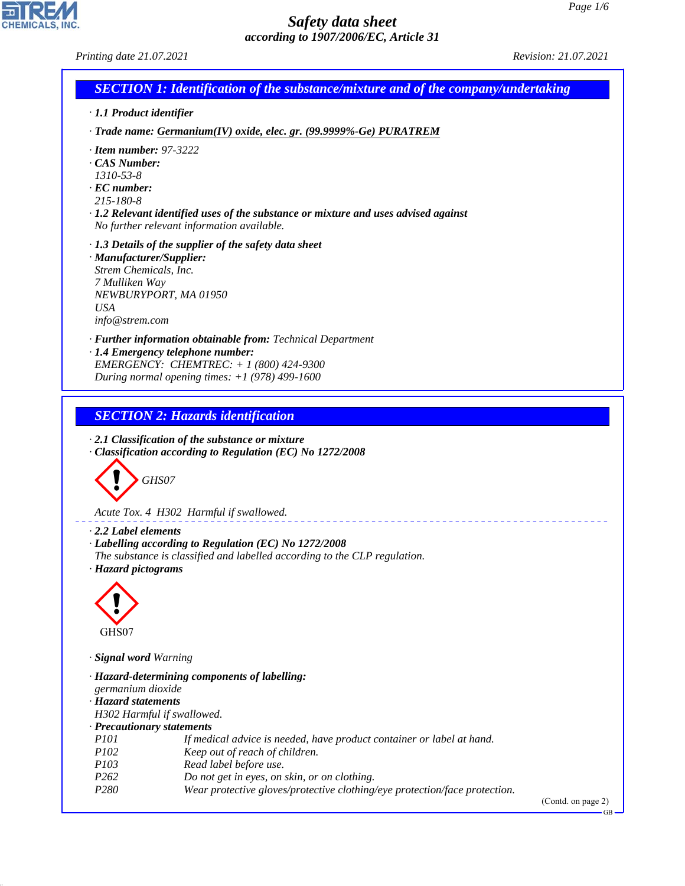# Safety data sheet

*according to 1907/2006/EC, Article 31*

Printing date 21.07.2021 Revision: 21.07.2021

## SECTION 1: Identification of the substance/mixture and of the company/undertaking

· **1.1 Product identifier**

· **Trade name:** **Germanium(IV) oxide, elec. gr. (99.9999%-Ge) PURATREM**

· **Item number:** 97-3222
· **CAS Number:**
1310-53-8
· **EC number:**
215-180-8
· **1.2 Relevant identified uses of the substance or mixture and uses advised against**
No further relevant information available.

· **1.3 Details of the supplier of the safety data sheet**
· **Manufacturer/Supplier:**
Strem Chemicals, Inc.
7 Mulliken Way
NEWBURYPORT, MA 01950
USA
info@strem.com

· **Further information obtainable from:** Technical Department
· **1.4 Emergency telephone number:**
EMERGENCY: CHEMTREC: + 1 (800) 424-9300
During normal opening times: +1 (978) 499-1600

## SECTION 2: Hazards identification

· **2.1 Classification of the substance or mixture**
· **Classification according to Regulation (EC) No 1272/2008**

GHS07

Acute Tox. 4 H302 Harmful if swallowed.

· **2.2 Label elements**
· **Labelling according to Regulation (EC) No 1272/2008**
The substance is classified and labelled according to the CLP regulation.
· **Hazard pictograms**

GHS07

· **Signal word** Warning

· **Hazard-determining components of labelling:**
germanium dioxide
· **Hazard statements**
H302 Harmful if swallowed.
· **Precautionary statements**

| | |
|---|---|
| P101 | If medical advice is needed, have product container or label at hand. |
| P102 | Keep out of reach of children. |
| P103 | Read label before use. |
| P262 | Do not get in eyes, on skin, or on clothing. |
| P280 | Wear protective gloves/protective clothing/eye protection/face protection. |

(Contd. on page 2)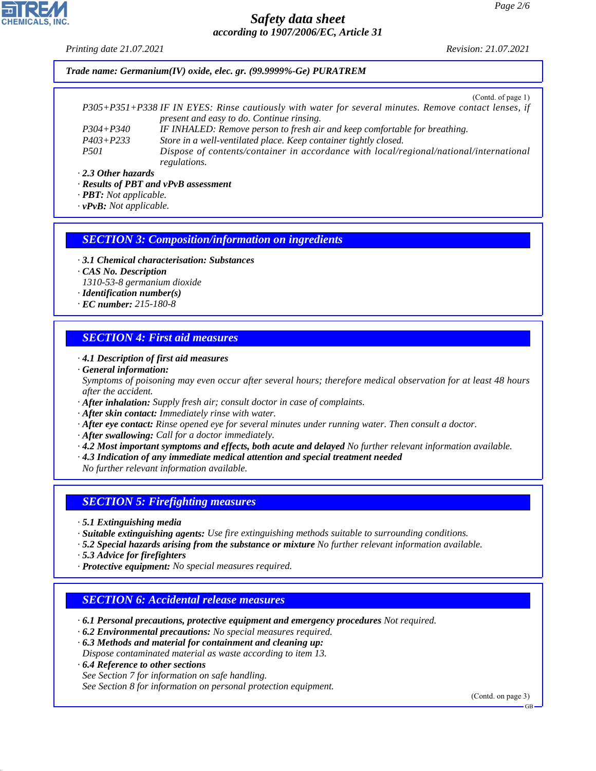**Safety data sheet**
*according to 1907/2006/EC, Article 31*

Printing date 21.07.2021 Revision: 21.07.2021

**Trade name: Germanium(IV) oxide, elec. gr. (99.9999%-Ge) PURATREM**

(Contd. of page 1)

P305+P351+P338 IF IN EYES: Rinse cautiously with water for several minutes. Remove contact lenses, if present and easy to do. Continue rinsing.
P304+P340 IF INHALED: Remove person to fresh air and keep comfortable for breathing.
P403+P233 Store in a well-ventilated place. Keep container tightly closed.
P501 Dispose of contents/container in accordance with local/regional/national/international regulations.

- **2.3 Other hazards**
- **Results of PBT and vPvB assessment**
- **PBT:** Not applicable.
- **vPvB:** Not applicable.

## SECTION 3: Composition/information on ingredients

- **3.1 Chemical characterisation: Substances**
- **CAS No. Description**
  1310-53-8 germanium dioxide
- **Identification number(s)**
- **EC number:** 215-180-8

## SECTION 4: First aid measures

- **4.1 Description of first aid measures**
- **General information:**
  Symptoms of poisoning may even occur after several hours; therefore medical observation for at least 48 hours after the accident.
- **After inhalation:** Supply fresh air; consult doctor in case of complaints.
- **After skin contact:** Immediately rinse with water.
- **After eye contact:** Rinse opened eye for several minutes under running water. Then consult a doctor.
- **After swallowing:** Call for a doctor immediately.
- **4.2 Most important symptoms and effects, both acute and delayed** No further relevant information available.
- **4.3 Indication of any immediate medical attention and special treatment needed**
  No further relevant information available.

## SECTION 5: Firefighting measures

- **5.1 Extinguishing media**
- **Suitable extinguishing agents:** Use fire extinguishing methods suitable to surrounding conditions.
- **5.2 Special hazards arising from the substance or mixture** No further relevant information available.
- **5.3 Advice for firefighters**
- **Protective equipment:** No special measures required.

## SECTION 6: Accidental release measures

- **6.1 Personal precautions, protective equipment and emergency procedures** Not required.
- **6.2 Environmental precautions:** No special measures required.
- **6.3 Methods and material for containment and cleaning up:**
  Dispose contaminated material as waste according to item 13.
- **6.4 Reference to other sections**
  See Section 7 for information on safe handling.
  See Section 8 for information on personal protection equipment.

(Contd. on page 3)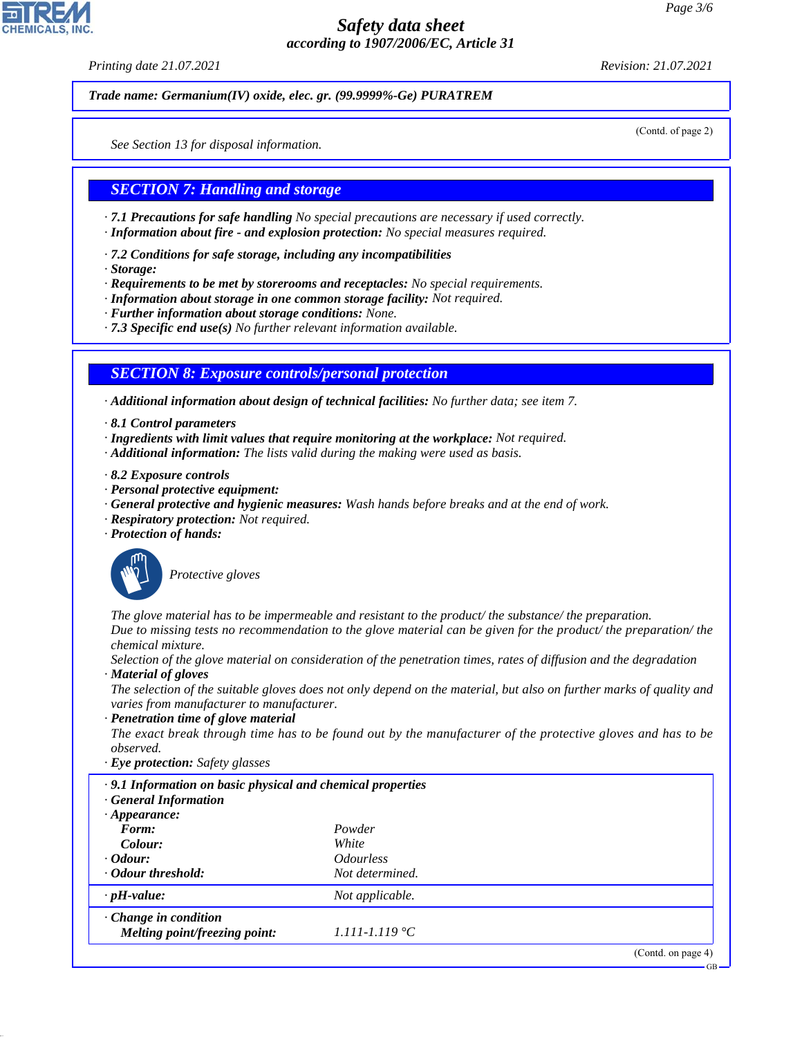**Trade name: Germanium(IV) oxide, elec. gr. (99.9999%-Ge) PURATREM**

(Contd. of page 2)

See Section 13 for disposal information.

## SECTION 7: Handling and storage

· **7.1 Precautions for safe handling** No special precautions are necessary if used correctly.
· **Information about fire - and explosion protection:** No special measures required.

· **7.2 Conditions for safe storage, including any incompatibilities**
· **Storage:**
· **Requirements to be met by storerooms and receptacles:** No special requirements.
· **Information about storage in one common storage facility:** Not required.
· **Further information about storage conditions:** None.
· **7.3 Specific end use(s)** No further relevant information available.

## SECTION 8: Exposure controls/personal protection

· **Additional information about design of technical facilities:** No further data; see item 7.

· **8.1 Control parameters**
· **Ingredients with limit values that require monitoring at the workplace:** Not required.
· **Additional information:** The lists valid during the making were used as basis.

· **8.2 Exposure controls**
· **Personal protective equipment:**
· **General protective and hygienic measures:** Wash hands before breaks and at the end of work.
· **Respiratory protection:** Not required.
· **Protection of hands:**

Protective gloves

The glove material has to be impermeable and resistant to the product/ the substance/ the preparation.
Due to missing tests no recommendation to the glove material can be given for the product/ the preparation/ the chemical mixture.
Selection of the glove material on consideration of the penetration times, rates of diffusion and the degradation
· **Material of gloves**
The selection of the suitable gloves does not only depend on the material, but also on further marks of quality and varies from manufacturer to manufacturer.
· **Penetration time of glove material**
The exact break through time has to be found out by the manufacturer of the protective gloves and has to be observed.
· **Eye protection:** Safety glasses

· **9.1 Information on basic physical and chemical properties**
· **General Information**

| | |
|---|---|
| · **Appearance:** | |
| **Form:** | Powder |
| **Colour:** | White |
| · **Odour:** | Odourless |
| · **Odour threshold:** | Not determined. |
| · **pH-value:** | Not applicable. |
| · **Change in condition** | |
| **Melting point/freezing point:** | 1.111-1.119 °C |

(Contd. on page 4)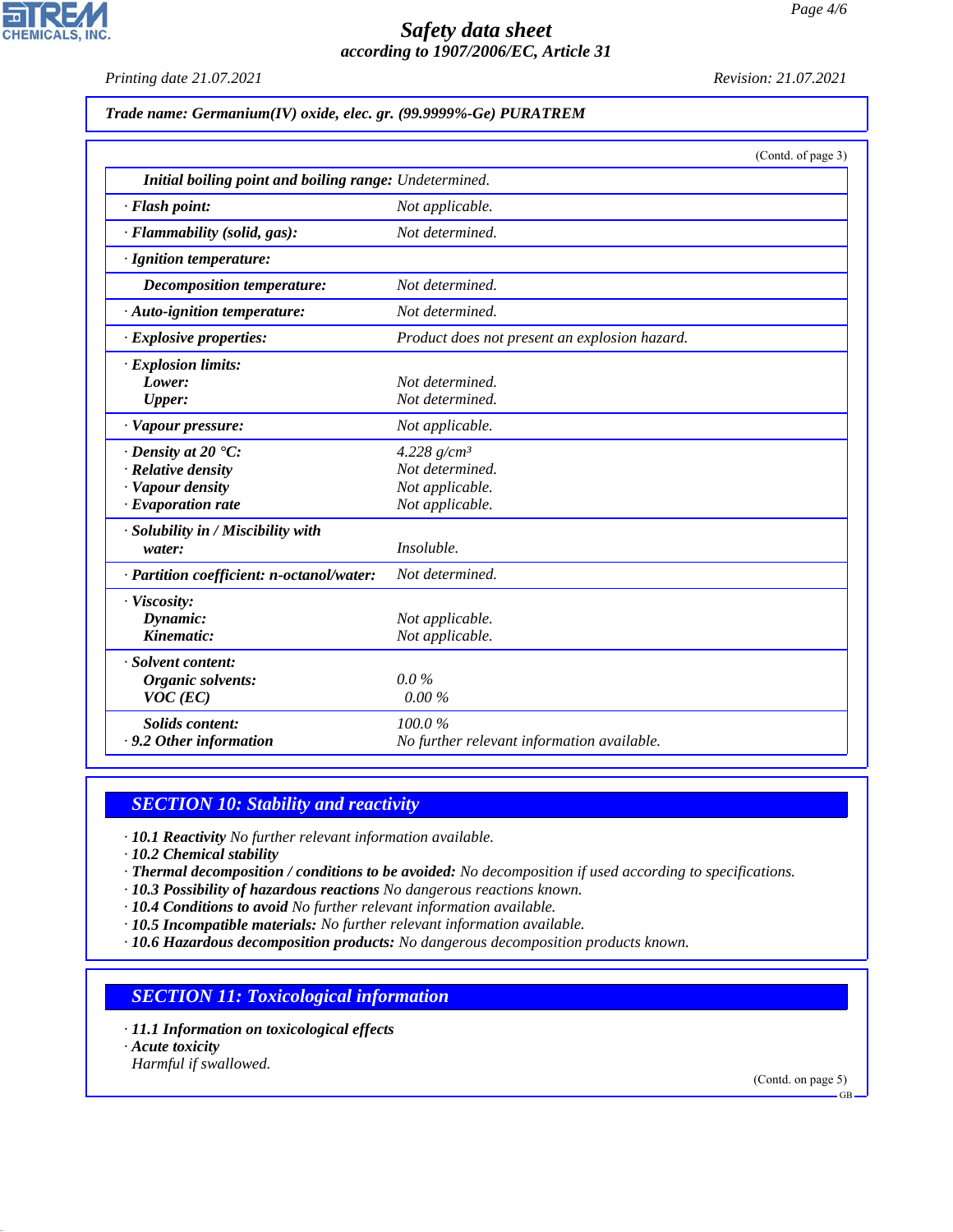**Trade name: Germanium(IV) oxide, elec. gr. (99.9999%-Ge) PURATREM**

(Contd. of page 3)

| | |
|---|---|
| **Initial boiling point and boiling range:** | Undetermined. |
| · **Flash point:** | Not applicable. |
| · **Flammability (solid, gas):** | Not determined. |
| · **Ignition temperature:** | |
| **Decomposition temperature:** | Not determined. |
| · **Auto-ignition temperature:** | Not determined. |
| · **Explosive properties:** | Product does not present an explosion hazard. |
| · **Explosion limits:** | |
| **Lower:** | Not determined. |
| **Upper:** | Not determined. |
| · **Vapour pressure:** | Not applicable. |
| · **Density at 20 °C:** | 4.228 g/cm³ |
| · **Relative density** | Not determined. |
| · **Vapour density** | Not applicable. |
| · **Evaporation rate** | Not applicable. |
| · **Solubility in / Miscibility with water:** | Insoluble. |
| · **Partition coefficient: n-octanol/water:** | Not determined. |
| · **Viscosity:** | |
| **Dynamic:** | Not applicable. |
| **Kinematic:** | Not applicable. |
| · **Solvent content:** | |
| **Organic solvents:** | 0.0 % |
| **VOC (EC)** | 0.00 % |
| **Solids content:** | 100.0 % |
| · **9.2 Other information** | No further relevant information available. |

## SECTION 10: Stability and reactivity

· **10.1 Reactivity** No further relevant information available.
· **10.2 Chemical stability**
· **Thermal decomposition / conditions to be avoided:** No decomposition if used according to specifications.
· **10.3 Possibility of hazardous reactions** No dangerous reactions known.
· **10.4 Conditions to avoid** No further relevant information available.
· **10.5 Incompatible materials:** No further relevant information available.
· **10.6 Hazardous decomposition products:** No dangerous decomposition products known.

## SECTION 11: Toxicological information

· **11.1 Information on toxicological effects**
· **Acute toxicity**
Harmful if swallowed.

(Contd. on page 5)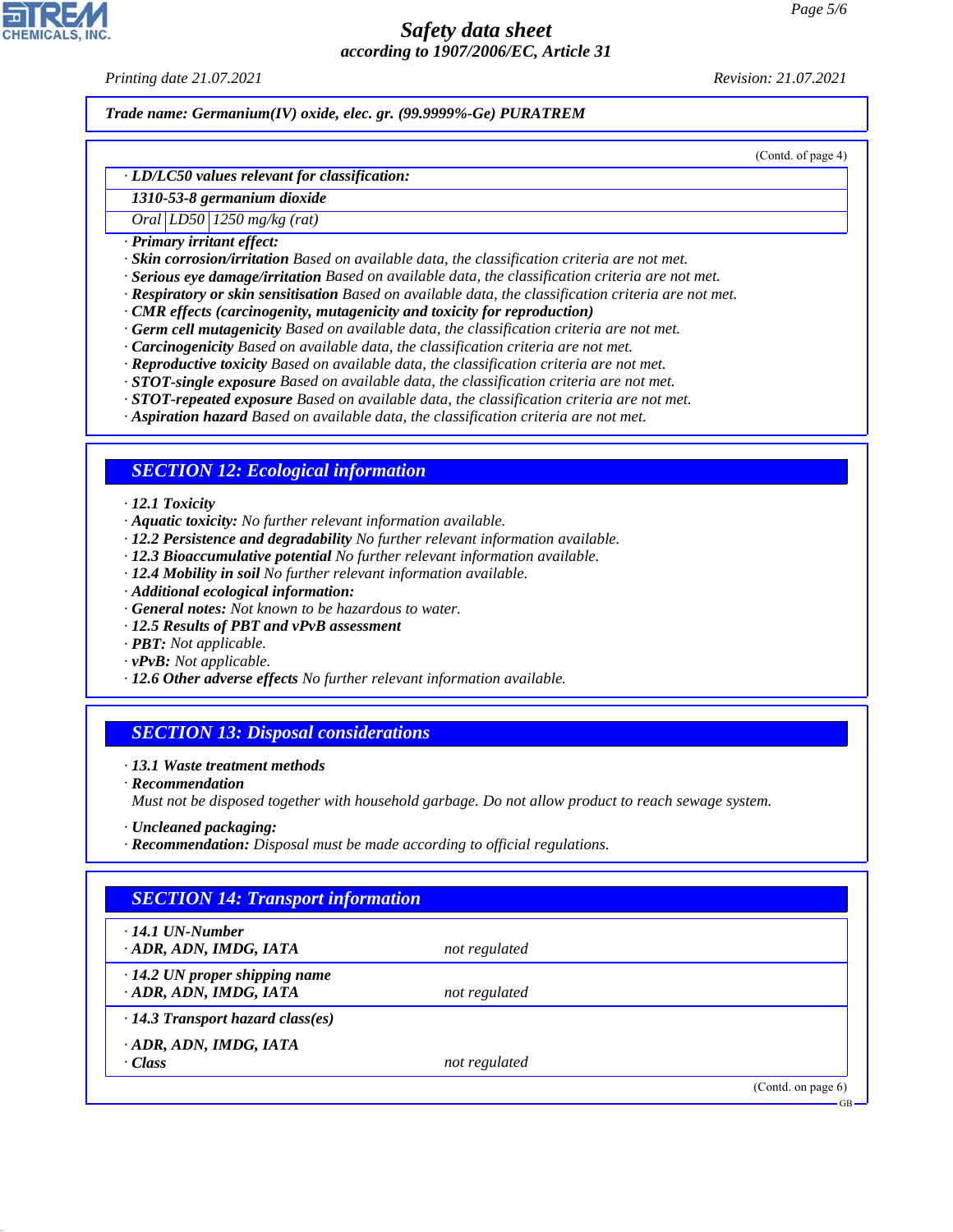Trade name: Germanium(IV) oxide, elec. gr. (99.9999%-Ge) PURATREM

(Contd. of page 4)

· **LD/LC50 values relevant for classification:**

| 1310-53-8 germanium dioxide | | |
|---|---|---|
| Oral | LD50 | 1250 mg/kg (rat) |

· **Primary irritant effect:**
· **Skin corrosion/irritation** Based on available data, the classification criteria are not met.
· **Serious eye damage/irritation** Based on available data, the classification criteria are not met.
· **Respiratory or skin sensitisation** Based on available data, the classification criteria are not met.
· **CMR effects (carcinogenity, mutagenicity and toxicity for reproduction)**
· **Germ cell mutagenicity** Based on available data, the classification criteria are not met.
· **Carcinogenicity** Based on available data, the classification criteria are not met.
· **Reproductive toxicity** Based on available data, the classification criteria are not met.
· **STOT-single exposure** Based on available data, the classification criteria are not met.
· **STOT-repeated exposure** Based on available data, the classification criteria are not met.
· **Aspiration hazard** Based on available data, the classification criteria are not met.

## SECTION 12: Ecological information

· **12.1 Toxicity**
· **Aquatic toxicity:** No further relevant information available.
· **12.2 Persistence and degradability** No further relevant information available.
· **12.3 Bioaccumulative potential** No further relevant information available.
· **12.4 Mobility in soil** No further relevant information available.
· **Additional ecological information:**
· **General notes:** Not known to be hazardous to water.
· **12.5 Results of PBT and vPvB assessment**
· **PBT:** Not applicable.
· **vPvB:** Not applicable.
· **12.6 Other adverse effects** No further relevant information available.

## SECTION 13: Disposal considerations

· **13.1 Waste treatment methods**
· **Recommendation**
Must not be disposed together with household garbage. Do not allow product to reach sewage system.

· **Uncleaned packaging:**
· **Recommendation:** Disposal must be made according to official regulations.

## SECTION 14: Transport information

| | |
|---|---|
| · **14.1 UN-Number** | |
| · **ADR, ADN, IMDG, IATA** | not regulated |
| · **14.2 UN proper shipping name** | |
| · **ADR, ADN, IMDG, IATA** | not regulated |
| · **14.3 Transport hazard class(es)** | |
| · **ADR, ADN, IMDG, IATA** | |
| · **Class** | not regulated |

(Contd. on page 6)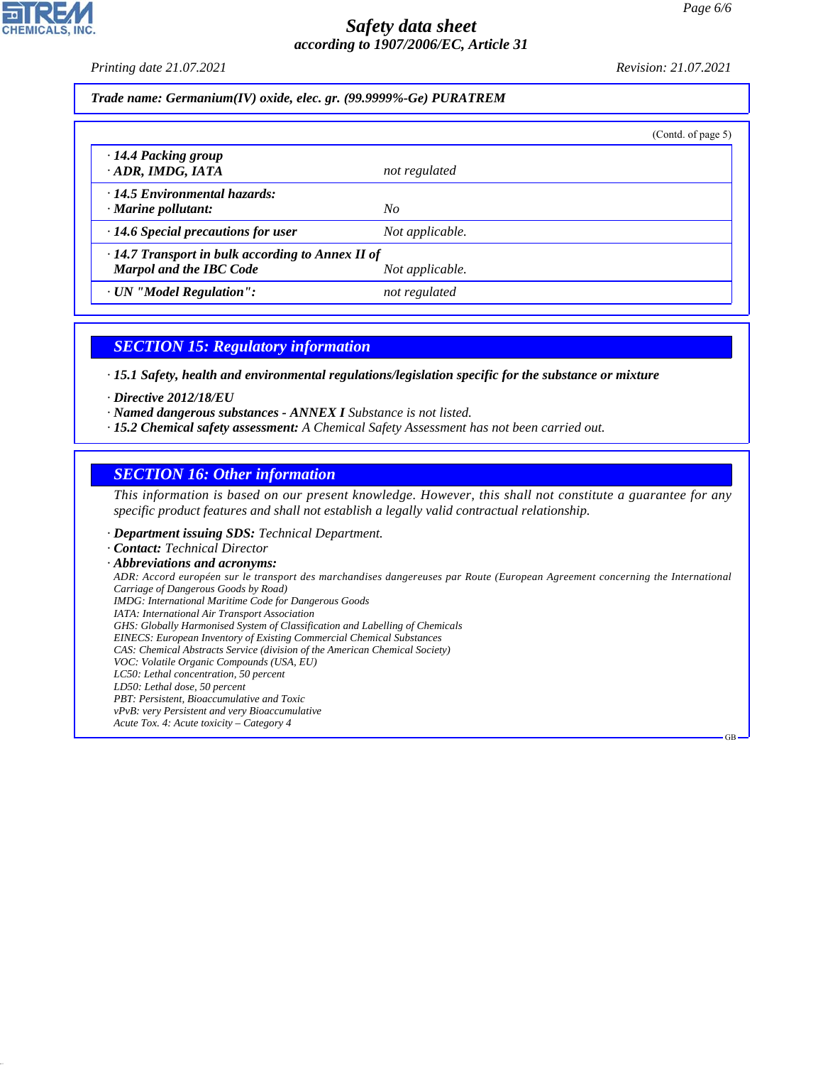Trade name: Germanium(IV) oxide, elec. gr. (99.9999%-Ge) PURATREM

(Contd. of page 5)

| | |
|---|---|
| · **14.4 Packing group**<br>· **ADR, IMDG, IATA** | *not regulated* |
| · **14.5 Environmental hazards:**<br>· **Marine pollutant:** | *No* |
| · **14.6 Special precautions for user** | *Not applicable.* |
| · **14.7 Transport in bulk according to Annex II of Marpol and the IBC Code** | *Not applicable.* |
| · **UN "Model Regulation":** | *not regulated* |

## SECTION 15: Regulatory information

· **15.1 Safety, health and environmental regulations/legislation specific for the substance or mixture**

· **Directive 2012/18/EU**
· **Named dangerous substances - ANNEX I** Substance is not listed.
· **15.2 Chemical safety assessment:** A Chemical Safety Assessment has not been carried out.

## SECTION 16: Other information

This information is based on our present knowledge. However, this shall not constitute a guarantee for any specific product features and shall not establish a legally valid contractual relationship.

· **Department issuing SDS:** Technical Department.
· **Contact:** Technical Director
· **Abbreviations and acronyms:**
ADR: Accord européen sur le transport des marchandises dangereuses par Route (European Agreement concerning the International Carriage of Dangerous Goods by Road)
IMDG: International Maritime Code for Dangerous Goods
IATA: International Air Transport Association
GHS: Globally Harmonised System of Classification and Labelling of Chemicals
EINECS: European Inventory of Existing Commercial Chemical Substances
CAS: Chemical Abstracts Service (division of the American Chemical Society)
VOC: Volatile Organic Compounds (USA, EU)
LC50: Lethal concentration, 50 percent
LD50: Lethal dose, 50 percent
PBT: Persistent, Bioaccumulative and Toxic
vPvB: very Persistent and very Bioaccumulative
Acute Tox. 4: Acute toxicity – Category 4